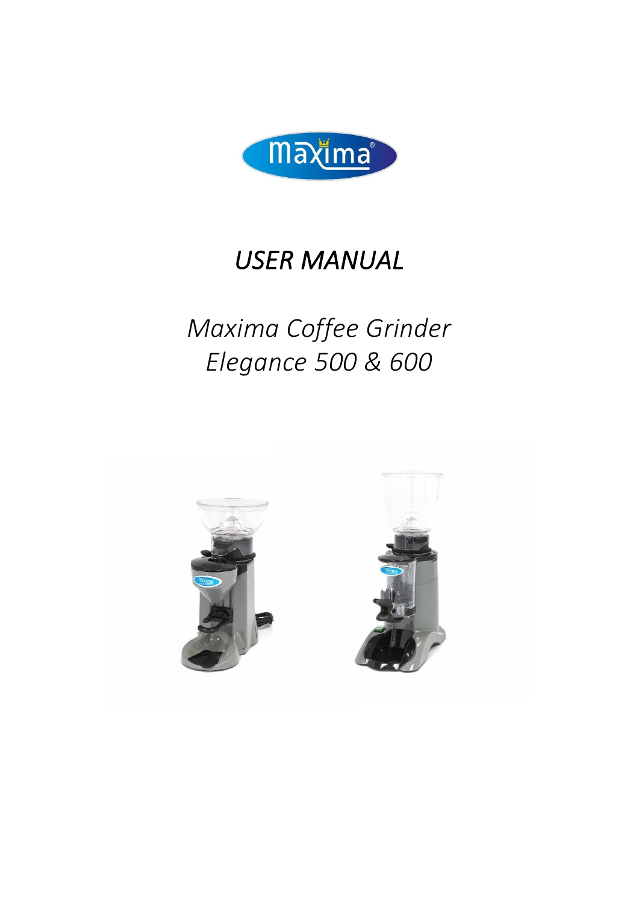# *USER MANUAL*

## *Maxima Coffee Grinder Elegance 500 & 600*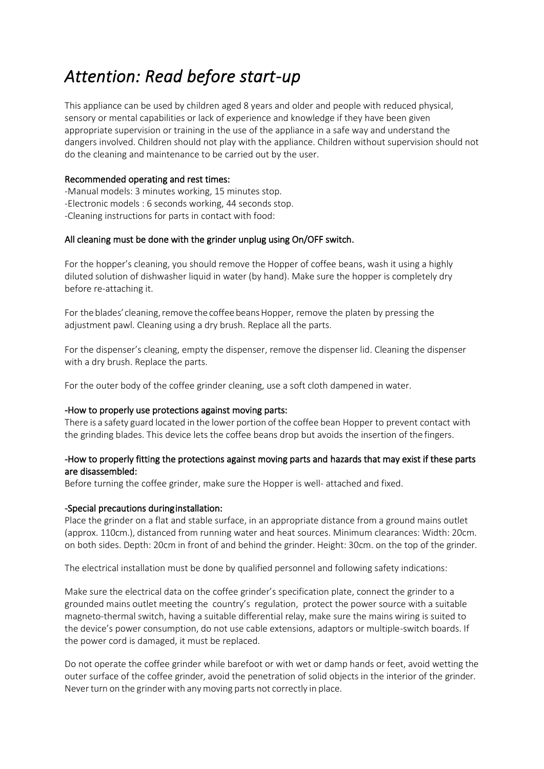# *Attention: Read before start-up*

This appliance can be used by children aged 8 years and older and people with reduced physical, sensory or mental capabilities or lack of experience and knowledge if they have been given appropriate supervision or training in the use of the appliance in a safe way and understand the dangers involved. Children should not play with the appliance. Children without supervision should not do the cleaning and maintenance to be carried out by the user.

Recommended operating and rest times:

-Manual models: 3 minutes working, 15 minutes stop.
-Electronic models : 6 seconds working, 44 seconds stop.
-Cleaning instructions for parts in contact with food:

All cleaning must be done with the grinder unplug using On/OFF switch.

For the hopper's cleaning, you should remove the Hopper of coffee beans, wash it using a highly diluted solution of dishwasher liquid in water (by hand). Make sure the hopper is completely dry before re-attaching it.

For the blades' cleaning, remove the coffee beans Hopper, remove the platen by pressing the adjustment pawl. Cleaning using a dry brush. Replace all the parts.

For the dispenser's cleaning, empty the dispenser, remove the dispenser lid. Cleaning the dispenser with a dry brush. Replace the parts.

For the outer body of the coffee grinder cleaning, use a soft cloth dampened in water.

-How to properly use protections against moving parts:

There is a safety guard located in the lower portion of the coffee bean Hopper to prevent contact with the grinding blades. This device lets the coffee beans drop but avoids the insertion of the fingers.

-How to properly fitting the protections against moving parts and hazards that may exist if these parts are disassembled:

Before turning the coffee grinder, make sure the Hopper is well- attached and fixed.

-Special precautions during installation:

Place the grinder on a flat and stable surface, in an appropriate distance from a ground mains outlet (approx. 110cm.), distanced from running water and heat sources. Minimum clearances: Width: 20cm. on both sides. Depth: 20cm in front of and behind the grinder. Height: 30cm. on the top of the grinder.

The electrical installation must be done by qualified personnel and following safety indications:

Make sure the electrical data on the coffee grinder's specification plate, connect the grinder to a grounded mains outlet meeting the country's regulation, protect the power source with a suitable magneto-thermal switch, having a suitable differential relay, make sure the mains wiring is suited to the device's power consumption, do not use cable extensions, adaptors or multiple-switch boards. If the power cord is damaged, it must be replaced.

Do not operate the coffee grinder while barefoot or with wet or damp hands or feet, avoid wetting the outer surface of the coffee grinder, avoid the penetration of solid objects in the interior of the grinder. Never turn on the grinder with any moving parts not correctly in place.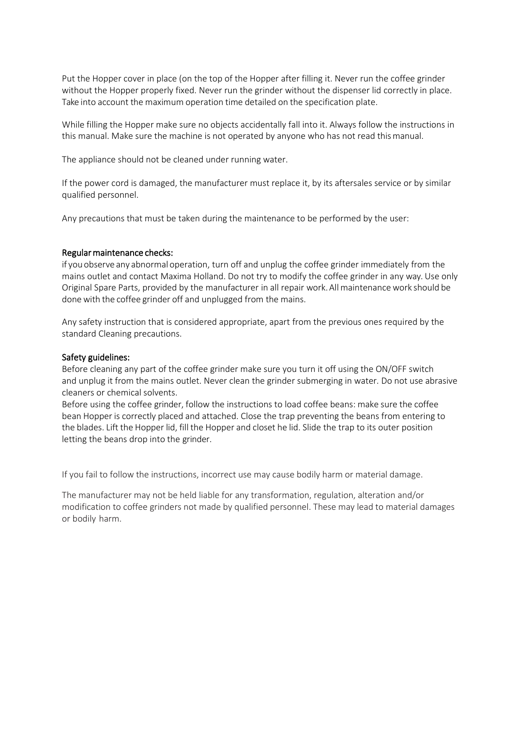Put the Hopper cover in place (on the top of the Hopper after filling it. Never run the coffee grinder without the Hopper properly fixed. Never run the grinder without the dispenser lid correctly in place. Take into account the maximum operation time detailed on the specification plate.

While filling the Hopper make sure no objects accidentally fall into it. Always follow the instructions in this manual. Make sure the machine is not operated by anyone who has not read this manual.

The appliance should not be cleaned under running water.

If the power cord is damaged, the manufacturer must replace it, by its aftersales service or by similar qualified personnel.

Any precautions that must be taken during the maintenance to be performed by the user:

**Regular maintenance checks:**
if you observe any abnormal operation, turn off and unplug the coffee grinder immediately from the mains outlet and contact Maxima Holland. Do not try to modify the coffee grinder in any way. Use only Original Spare Parts, provided by the manufacturer in all repair work. All maintenance work should be done with the coffee grinder off and unplugged from the mains.

Any safety instruction that is considered appropriate, apart from the previous ones required by the standard Cleaning precautions.

**Safety guidelines:**
Before cleaning any part of the coffee grinder make sure you turn it off using the ON/OFF switch and unplug it from the mains outlet. Never clean the grinder submerging in water. Do not use abrasive cleaners or chemical solvents.
Before using the coffee grinder, follow the instructions to load coffee beans: make sure the coffee bean Hopper is correctly placed and attached. Close the trap preventing the beans from entering to the blades. Lift the Hopper lid, fill the Hopper and closet he lid. Slide the trap to its outer position letting the beans drop into the grinder.

If you fail to follow the instructions, incorrect use may cause bodily harm or material damage.

The manufacturer may not be held liable for any transformation, regulation, alteration and/or modification to coffee grinders not made by qualified personnel. These may lead to material damages or bodily harm.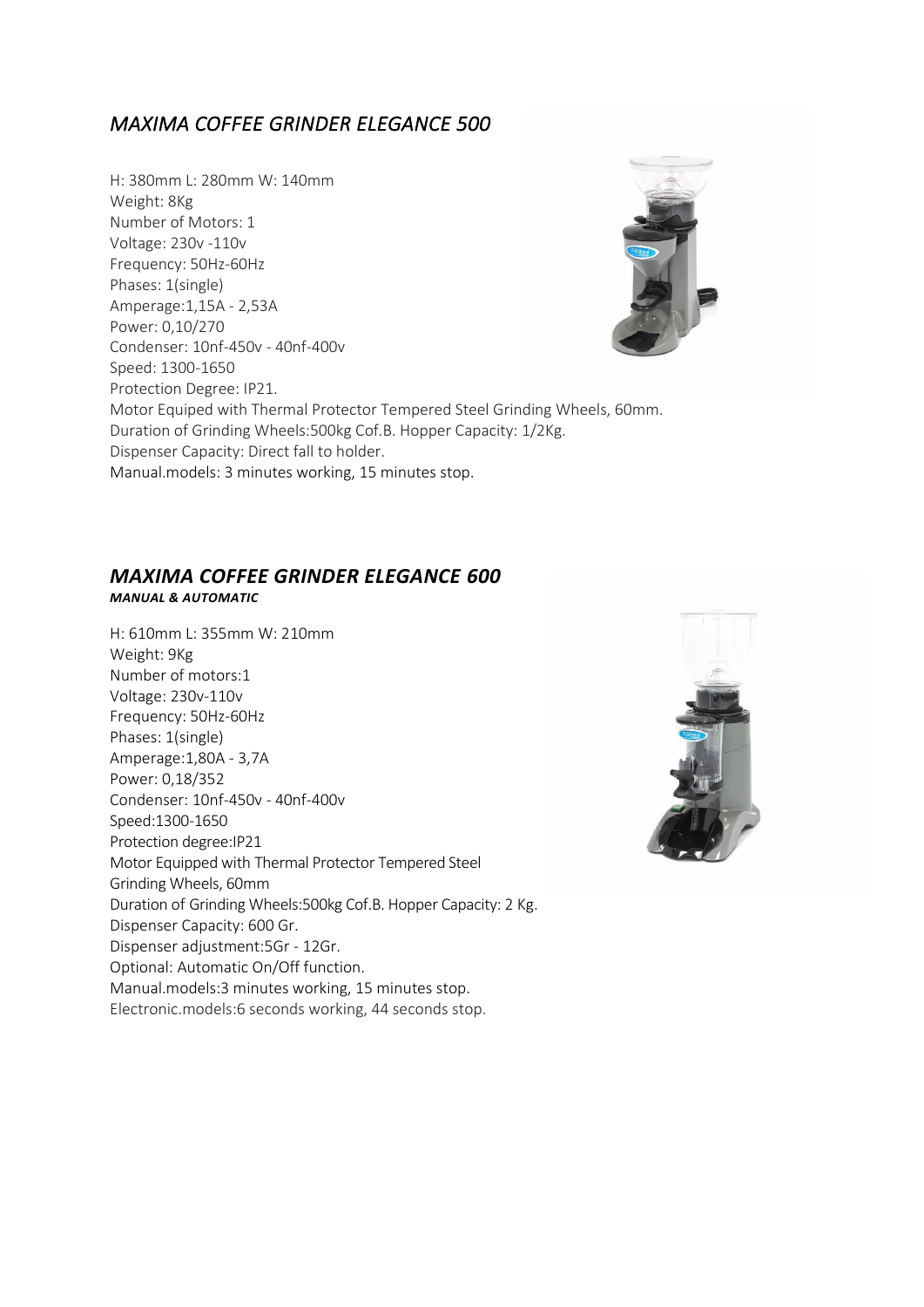## *MAXIMA COFFEE GRINDER ELEGANCE 500*

H: 380mm L: 280mm W: 140mm
Weight: 8Kg
Number of Motors: 1
Voltage: 230v -110v
Frequency: 50Hz-60Hz
Phases: 1(single)
Amperage:1,15A - 2,53A
Power: 0,10/270
Condenser: 10nf-450v - 40nf-400v
Speed: 1300-1650
Protection Degree: IP21.
Motor Equiped with Thermal Protector Tempered Steel Grinding Wheels, 60mm.
Duration of Grinding Wheels:500kg Cof.B. Hopper Capacity: 1/2Kg.
Dispenser Capacity: Direct fall to holder.
Manual.models: 3 minutes working, 15 minutes stop.

## *MAXIMA COFFEE GRINDER ELEGANCE 600*

***MANUAL & AUTOMATIC***

H: 610mm L: 355mm W: 210mm
Weight: 9Kg
Number of motors:1
Voltage: 230v-110v
Frequency: 50Hz-60Hz
Phases: 1(single)
Amperage:1,80A - 3,7A
Power: 0,18/352
Condenser: 10nf-450v - 40nf-400v
Speed:1300-1650
Protection degree:IP21
Motor Equipped with Thermal Protector Tempered Steel
Grinding Wheels, 60mm
Duration of Grinding Wheels:500kg Cof.B. Hopper Capacity: 2 Kg.
Dispenser Capacity: 600 Gr.
Dispenser adjustment:5Gr - 12Gr.
Optional: Automatic On/Off function.
Manual.models:3 minutes working, 15 minutes stop.
Electronic.models:6 seconds working, 44 seconds stop.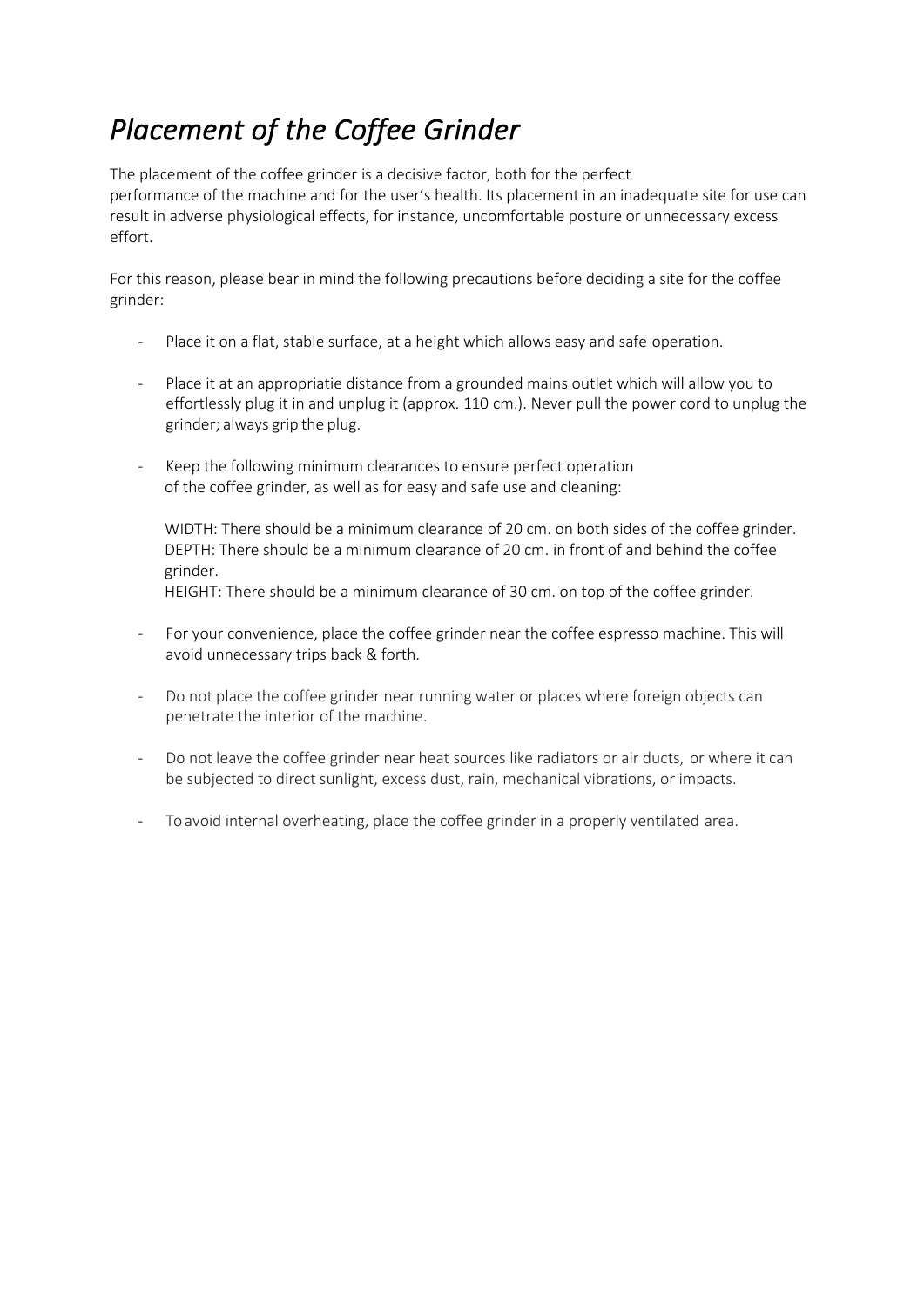# *Placement of the Coffee Grinder*

The placement of the coffee grinder is a decisive factor, both for the perfect performance of the machine and for the user's health. Its placement in an inadequate site for use can result in adverse physiological effects, for instance, uncomfortable posture or unnecessary excess effort.

For this reason, please bear in mind the following precautions before deciding a site for the coffee grinder:

- Place it on a flat, stable surface, at a height which allows easy and safe operation.
- Place it at an appropriatie distance from a grounded mains outlet which will allow you to effortlessly plug it in and unplug it (approx. 110 cm.). Never pull the power cord to unplug the grinder; always grip the plug.
- Keep the following minimum clearances to ensure perfect operation of the coffee grinder, as well as for easy and safe use and cleaning:

  WIDTH: There should be a minimum clearance of 20 cm. on both sides of the coffee grinder.
  DEPTH: There should be a minimum clearance of 20 cm. in front of and behind the coffee grinder.
  HEIGHT: There should be a minimum clearance of 30 cm. on top of the coffee grinder.

- For your convenience, place the coffee grinder near the coffee espresso machine. This will avoid unnecessary trips back & forth.
- Do not place the coffee grinder near running water or places where foreign objects can penetrate the interior of the machine.
- Do not leave the coffee grinder near heat sources like radiators or air ducts, or where it can be subjected to direct sunlight, excess dust, rain, mechanical vibrations, or impacts.
- To avoid internal overheating, place the coffee grinder in a properly ventilated area.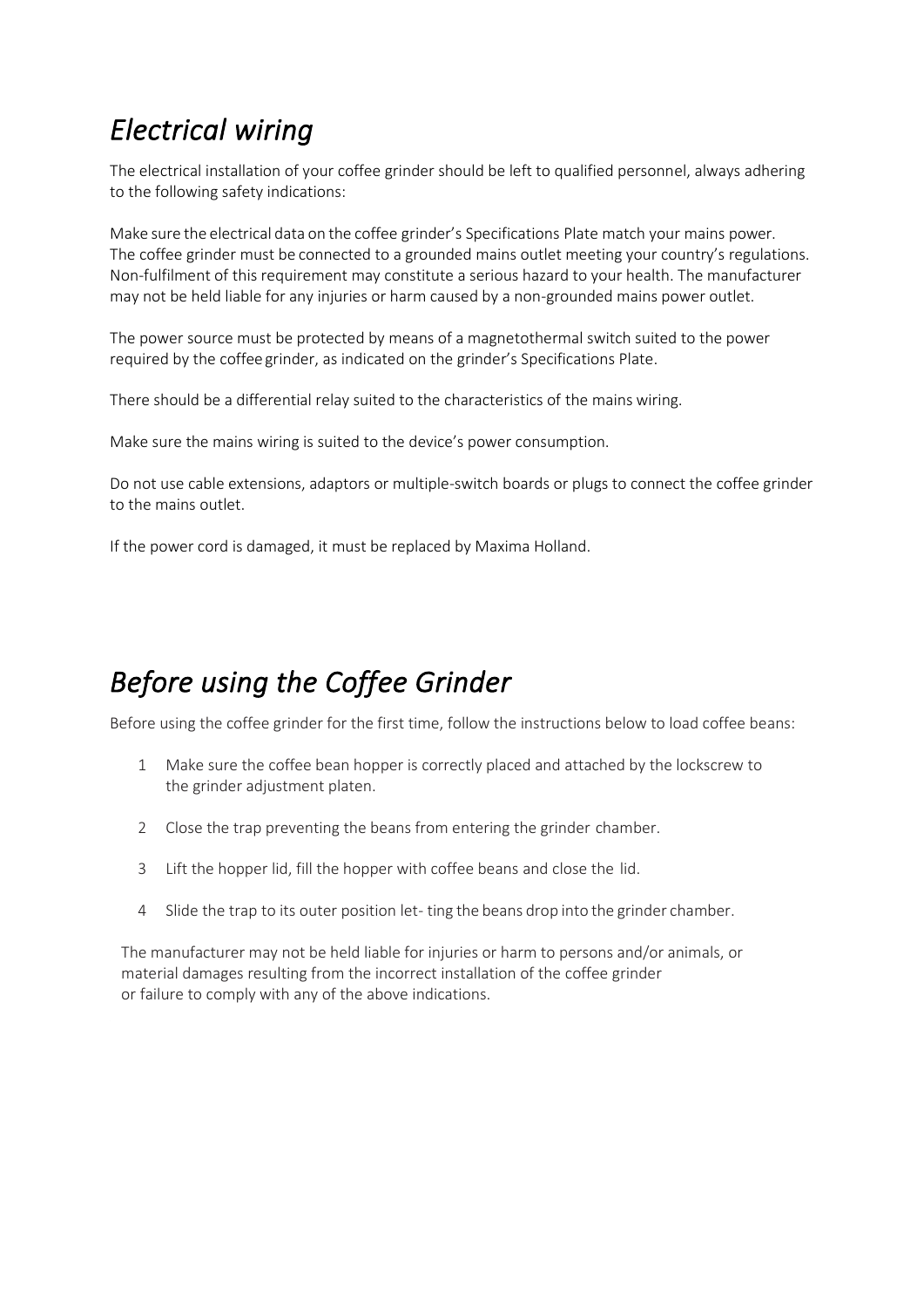# *Electrical wiring*

The electrical installation of your coffee grinder should be left to qualified personnel, always adhering to the following safety indications:

Make sure the electrical data on the coffee grinder's Specifications Plate match your mains power. The coffee grinder must be connected to a grounded mains outlet meeting your country's regulations. Non-fulfilment of this requirement may constitute a serious hazard to your health. The manufacturer may not be held liable for any injuries or harm caused by a non-grounded mains power outlet.

The power source must be protected by means of a magnetothermal switch suited to the power required by the coffee grinder, as indicated on the grinder's Specifications Plate.

There should be a differential relay suited to the characteristics of the mains wiring.

Make sure the mains wiring is suited to the device's power consumption.

Do not use cable extensions, adaptors or multiple-switch boards or plugs to connect the coffee grinder to the mains outlet.

If the power cord is damaged, it must be replaced by Maxima Holland.

# *Before using the Coffee Grinder*

Before using the coffee grinder for the first time, follow the instructions below to load coffee beans:

1. Make sure the coffee bean hopper is correctly placed and attached by the lockscrew to the grinder adjustment platen.
2. Close the trap preventing the beans from entering the grinder chamber.
3. Lift the hopper lid, fill the hopper with coffee beans and close the lid.
4. Slide the trap to its outer position let- ting the beans drop into the grinder chamber.

The manufacturer may not be held liable for injuries or harm to persons and/or animals, or material damages resulting from the incorrect installation of the coffee grinder or failure to comply with any of the above indications.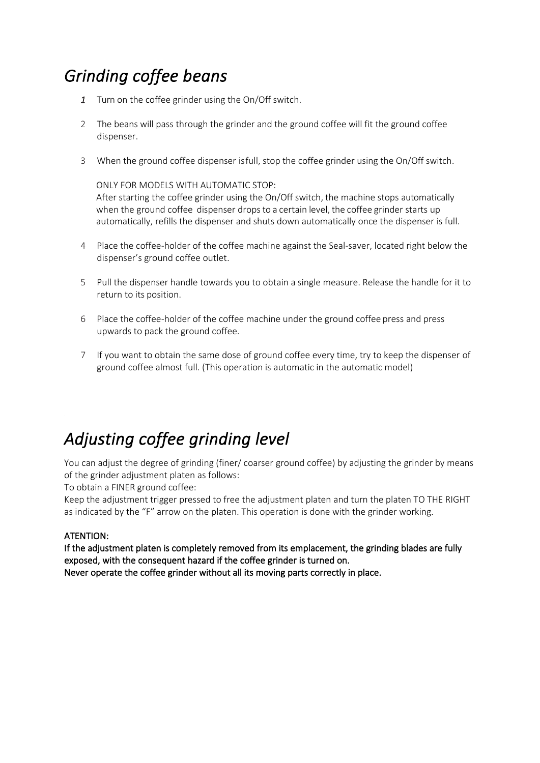# *Grinding coffee beans*

1. Turn on the coffee grinder using the On/Off switch.

2. The beans will pass through the grinder and the ground coffee will fit the ground coffee dispenser.

3. When the ground coffee dispenser isfull, stop the coffee grinder using the On/Off switch.

   ONLY FOR MODELS WITH AUTOMATIC STOP:
   After starting the coffee grinder using the On/Off switch, the machine stops automatically when the ground coffee dispenser drops to a certain level, the coffee grinder starts up automatically, refills the dispenser and shuts down automatically once the dispenser is full.

4. Place the coffee-holder of the coffee machine against the Seal-saver, located right below the dispenser's ground coffee outlet.

5. Pull the dispenser handle towards you to obtain a single measure. Release the handle for it to return to its position.

6. Place the coffee-holder of the coffee machine under the ground coffee press and press upwards to pack the ground coffee.

7. If you want to obtain the same dose of ground coffee every time, try to keep the dispenser of ground coffee almost full. (This operation is automatic in the automatic model)

# *Adjusting coffee grinding level*

You can adjust the degree of grinding (finer/ coarser ground coffee) by adjusting the grinder by means of the grinder adjustment platen as follows:
To obtain a FINER ground coffee:
Keep the adjustment trigger pressed to free the adjustment platen and turn the platen TO THE RIGHT as indicated by the "F" arrow on the platen. This operation is done with the grinder working.

**ATENTION:**
**If the adjustment platen is completely removed from its emplacement, the grinding blades are fully exposed, with the consequent hazard if the coffee grinder is turned on.**
**Never operate the coffee grinder without all its moving parts correctly in place.**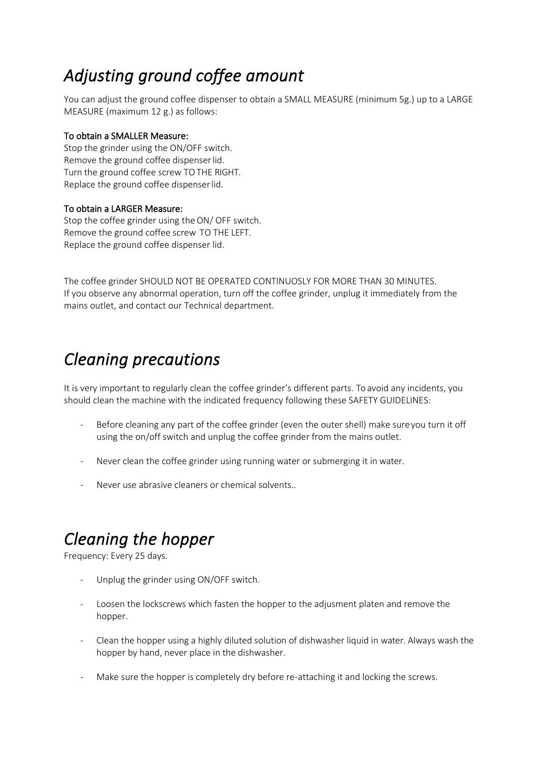# *Adjusting ground coffee amount*

You can adjust the ground coffee dispenser to obtain a SMALL MEASURE (minimum 5g.) up to a LARGE MEASURE (maximum 12 g.) as follows:

To obtain a SMALLER Measure:
Stop the grinder using the ON/OFF switch.
Remove the ground coffee dispenser lid.
Turn the ground coffee screw TO THE RIGHT.
Replace the ground coffee dispenser lid.

To obtain a LARGER Measure:
Stop the coffee grinder using the ON/ OFF switch.
Remove the ground coffee screw TO THE LEFT.
Replace the ground coffee dispenser lid.

The coffee grinder SHOULD NOT BE OPERATED CONTINUOSLY FOR MORE THAN 30 MINUTES.
If you observe any abnormal operation, turn off the coffee grinder, unplug it immediately from the mains outlet, and contact our Technical department.

# *Cleaning precautions*

It is very important to regularly clean the coffee grinder's different parts. To avoid any incidents, you should clean the machine with the indicated frequency following these SAFETY GUIDELINES:

- Before cleaning any part of the coffee grinder (even the outer shell) make sure you turn it off using the on/off switch and unplug the coffee grinder from the mains outlet.
- Never clean the coffee grinder using running water or submerging it in water.
- Never use abrasive cleaners or chemical solvents..

# *Cleaning the hopper*

Frequency: Every 25 days.

- Unplug the grinder using ON/OFF switch.
- Loosen the lockscrews which fasten the hopper to the adjusment platen and remove the hopper.
- Clean the hopper using a highly diluted solution of dishwasher liquid in water. Always wash the hopper by hand, never place in the dishwasher.
- Make sure the hopper is completely dry before re-attaching it and locking the screws.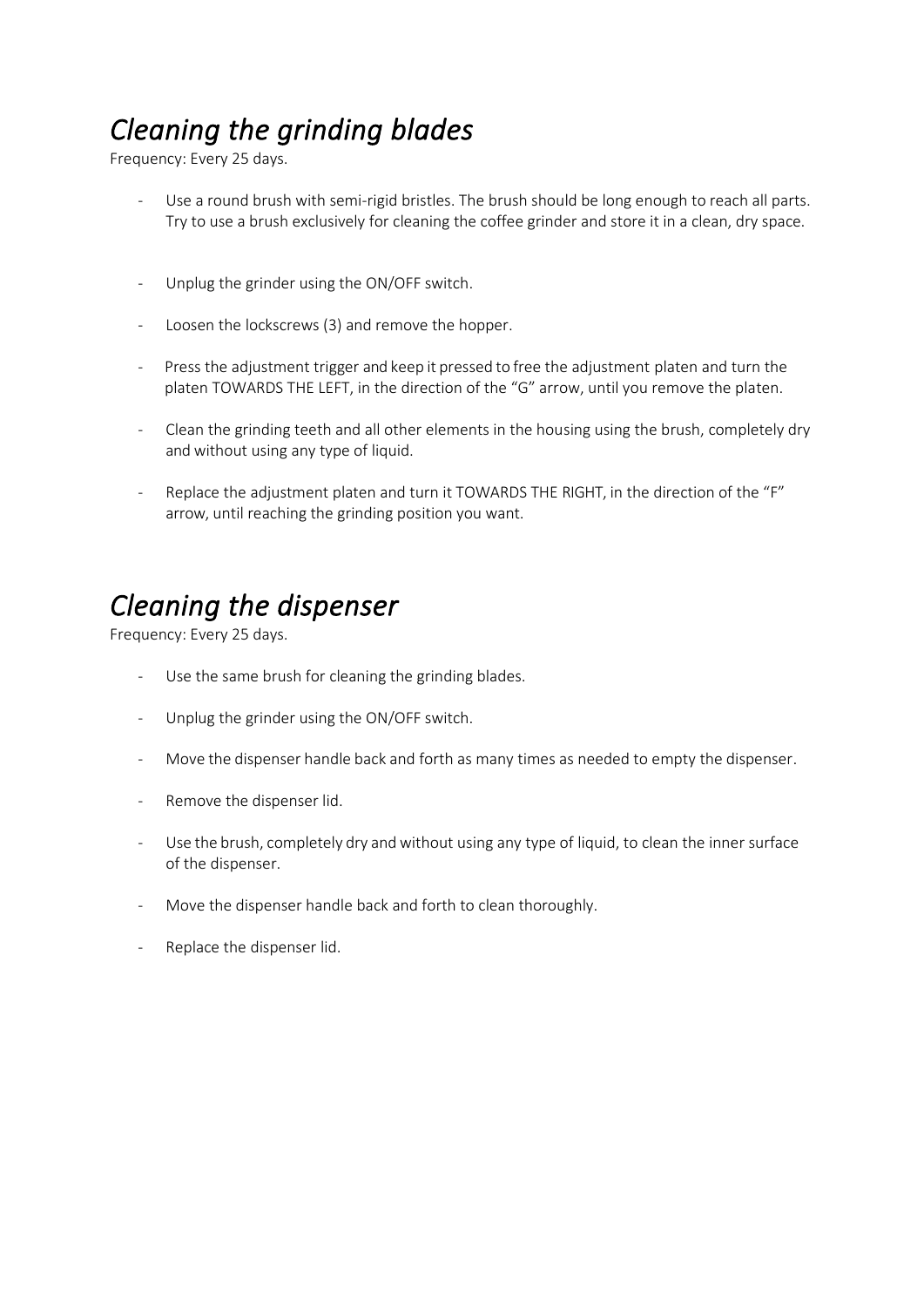## *Cleaning the grinding blades*

Frequency: Every 25 days.

- Use a round brush with semi-rigid bristles. The brush should be long enough to reach all parts. Try to use a brush exclusively for cleaning the coffee grinder and store it in a clean, dry space.
- Unplug the grinder using the ON/OFF switch.
- Loosen the lockscrews (3) and remove the hopper.
- Press the adjustment trigger and keep it pressed to free the adjustment platen and turn the platen TOWARDS THE LEFT, in the direction of the "G" arrow, until you remove the platen.
- Clean the grinding teeth and all other elements in the housing using the brush, completely dry and without using any type of liquid.
- Replace the adjustment platen and turn it TOWARDS THE RIGHT, in the direction of the "F" arrow, until reaching the grinding position you want.

## *Cleaning the dispenser*

Frequency: Every 25 days.

- Use the same brush for cleaning the grinding blades.
- Unplug the grinder using the ON/OFF switch.
- Move the dispenser handle back and forth as many times as needed to empty the dispenser.
- Remove the dispenser lid.
- Use the brush, completely dry and without using any type of liquid, to clean the inner surface of the dispenser.
- Move the dispenser handle back and forth to clean thoroughly.
- Replace the dispenser lid.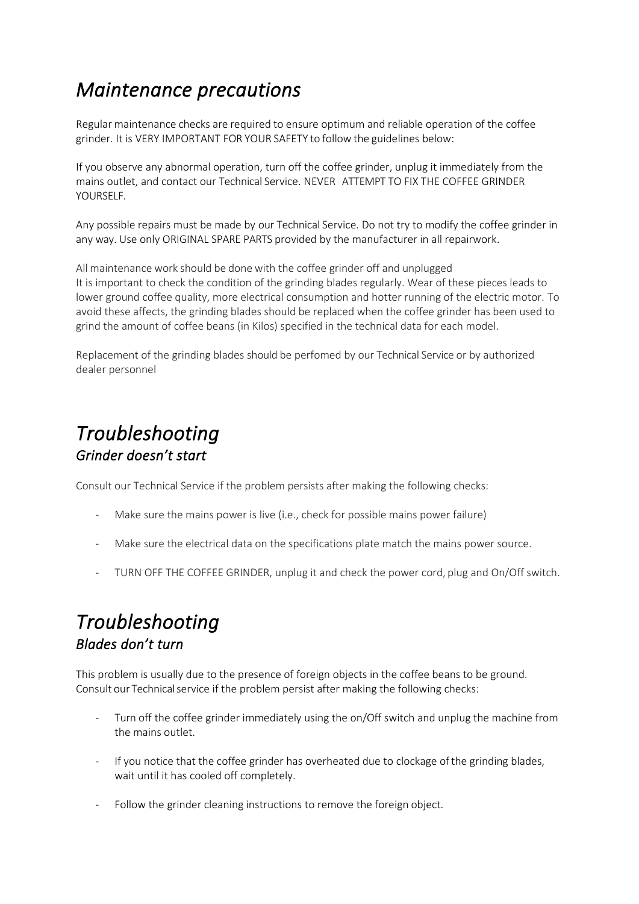# *Maintenance precautions*

Regular maintenance checks are required to ensure optimum and reliable operation of the coffee grinder. It is VERY IMPORTANT FOR YOUR SAFETY to follow the guidelines below:

If you observe any abnormal operation, turn off the coffee grinder, unplug it immediately from the mains outlet, and contact our Technical Service. NEVER ATTEMPT TO FIX THE COFFEE GRINDER YOURSELF.

Any possible repairs must be made by our Technical Service. Do not try to modify the coffee grinder in any way. Use only ORIGINAL SPARE PARTS provided by the manufacturer in all repairwork.

All maintenance work should be done with the coffee grinder off and unplugged
It is important to check the condition of the grinding blades regularly. Wear of these pieces leads to lower ground coffee quality, more electrical consumption and hotter running of the electric motor. To avoid these affects, the grinding blades should be replaced when the coffee grinder has been used to grind the amount of coffee beans (in Kilos) specified in the technical data for each model.

Replacement of the grinding blades should be perfomed by our Technical Service or by authorized dealer personnel

# *Troubleshooting*

## *Grinder doesn't start*

Consult our Technical Service if the problem persists after making the following checks:

- Make sure the mains power is live (i.e., check for possible mains power failure)
- Make sure the electrical data on the specifications plate match the mains power source.
- TURN OFF THE COFFEE GRINDER, unplug it and check the power cord, plug and On/Off switch.

# *Troubleshooting*

## *Blades don't turn*

This problem is usually due to the presence of foreign objects in the coffee beans to be ground. Consult our Technical service if the problem persist after making the following checks:

- Turn off the coffee grinder immediately using the on/Off switch and unplug the machine from the mains outlet.
- If you notice that the coffee grinder has overheated due to clockage of the grinding blades, wait until it has cooled off completely.
- Follow the grinder cleaning instructions to remove the foreign object.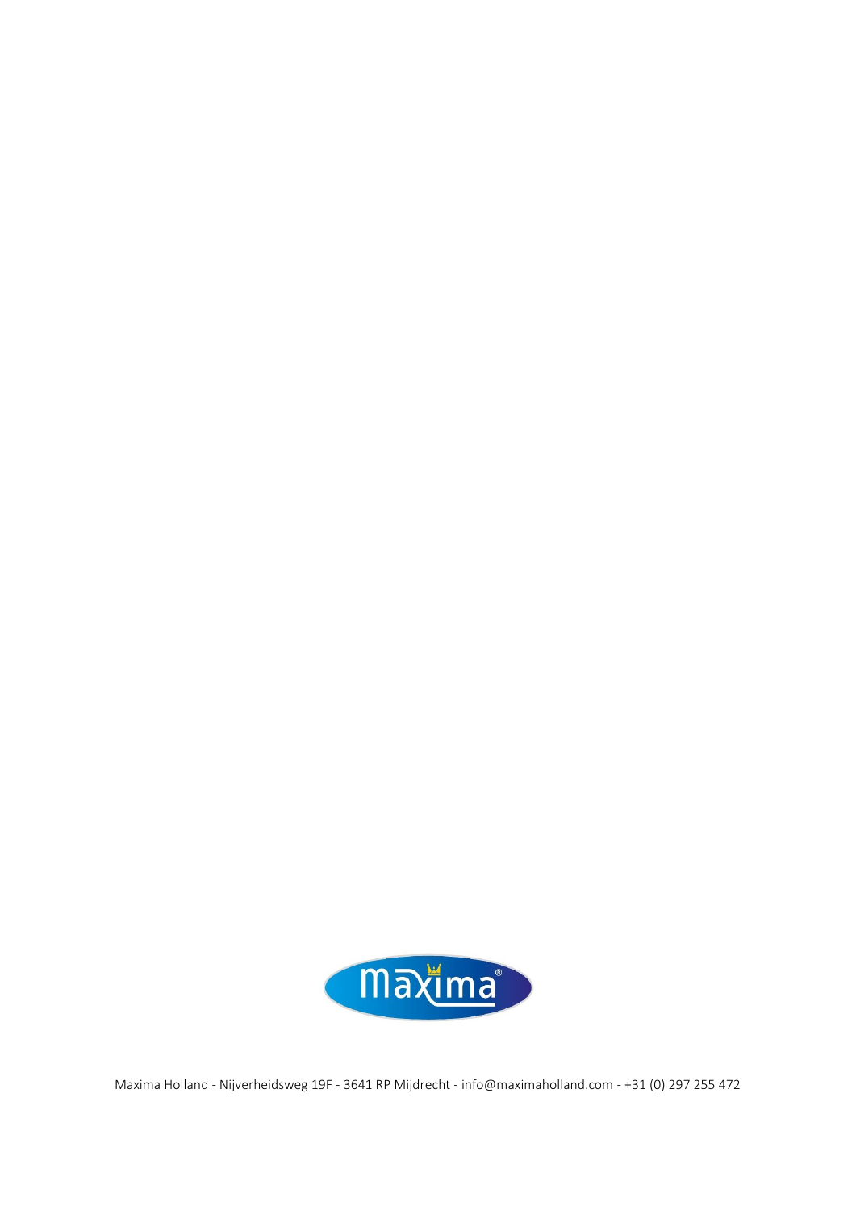maxima®

Maxima Holland - Nijverheidsweg 19F - 3641 RP Mijdrecht - info@maximaholland.com - +31 (0) 297 255 472